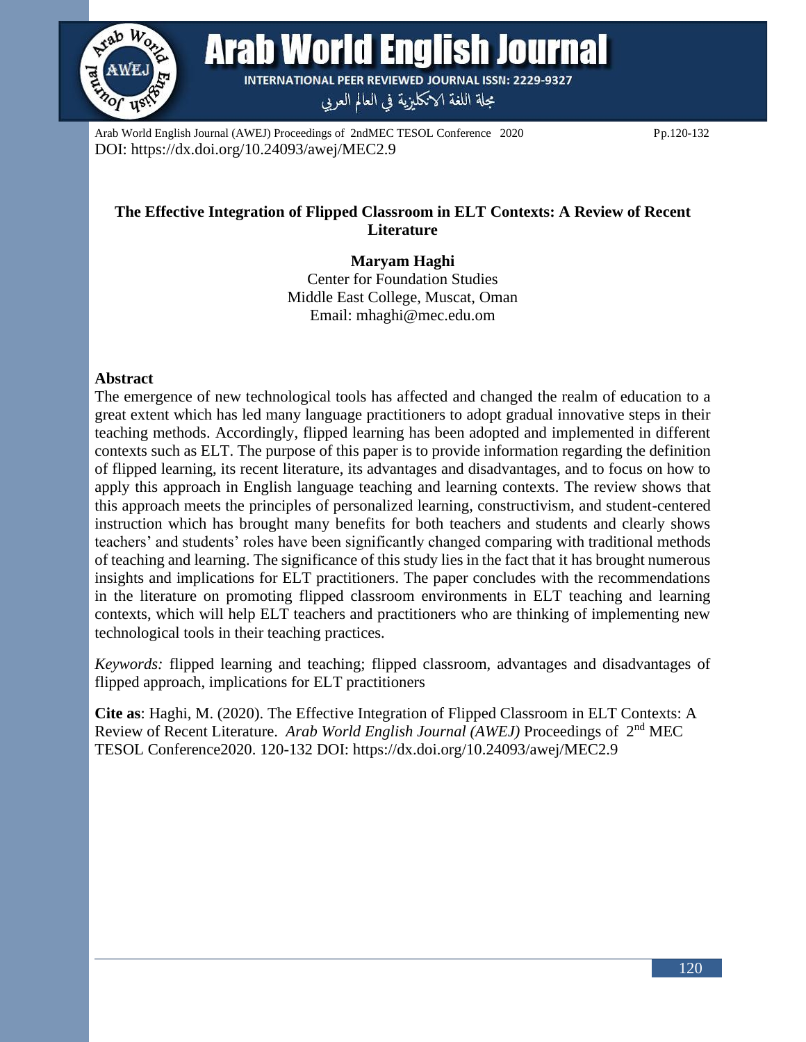Arab World English Journal (AWEJ) Proceedings of 2ndMEC TESOL Conference 2020 Pp.120-132
DOI: https://dx.doi.org/10.24093/awej/MEC2.9

# The Effective Integration of Flipped Classroom in ELT Contexts: A Review of Recent Literature

**Maryam Haghi**
Center for Foundation Studies
Middle East College, Muscat, Oman
Email: mhaghi@mec.edu.om

## Abstract

The emergence of new technological tools has affected and changed the realm of education to a great extent which has led many language practitioners to adopt gradual innovative steps in their teaching methods. Accordingly, flipped learning has been adopted and implemented in different contexts such as ELT. The purpose of this paper is to provide information regarding the definition of flipped learning, its recent literature, its advantages and disadvantages, and to focus on how to apply this approach in English language teaching and learning contexts. The review shows that this approach meets the principles of personalized learning, constructivism, and student-centered instruction which has brought many benefits for both teachers and students and clearly shows teachers' and students' roles have been significantly changed comparing with traditional methods of teaching and learning. The significance of this study lies in the fact that it has brought numerous insights and implications for ELT practitioners. The paper concludes with the recommendations in the literature on promoting flipped classroom environments in ELT teaching and learning contexts, which will help ELT teachers and practitioners who are thinking of implementing new technological tools in their teaching practices.

*Keywords:* flipped learning and teaching; flipped classroom, advantages and disadvantages of flipped approach, implications for ELT practitioners

**Cite as**: Haghi, M. (2020). The Effective Integration of Flipped Classroom in ELT Contexts: A Review of Recent Literature. *Arab World English Journal (AWEJ)* Proceedings of 2nd MEC TESOL Conference2020. 120-132 DOI: https://dx.doi.org/10.24093/awej/MEC2.9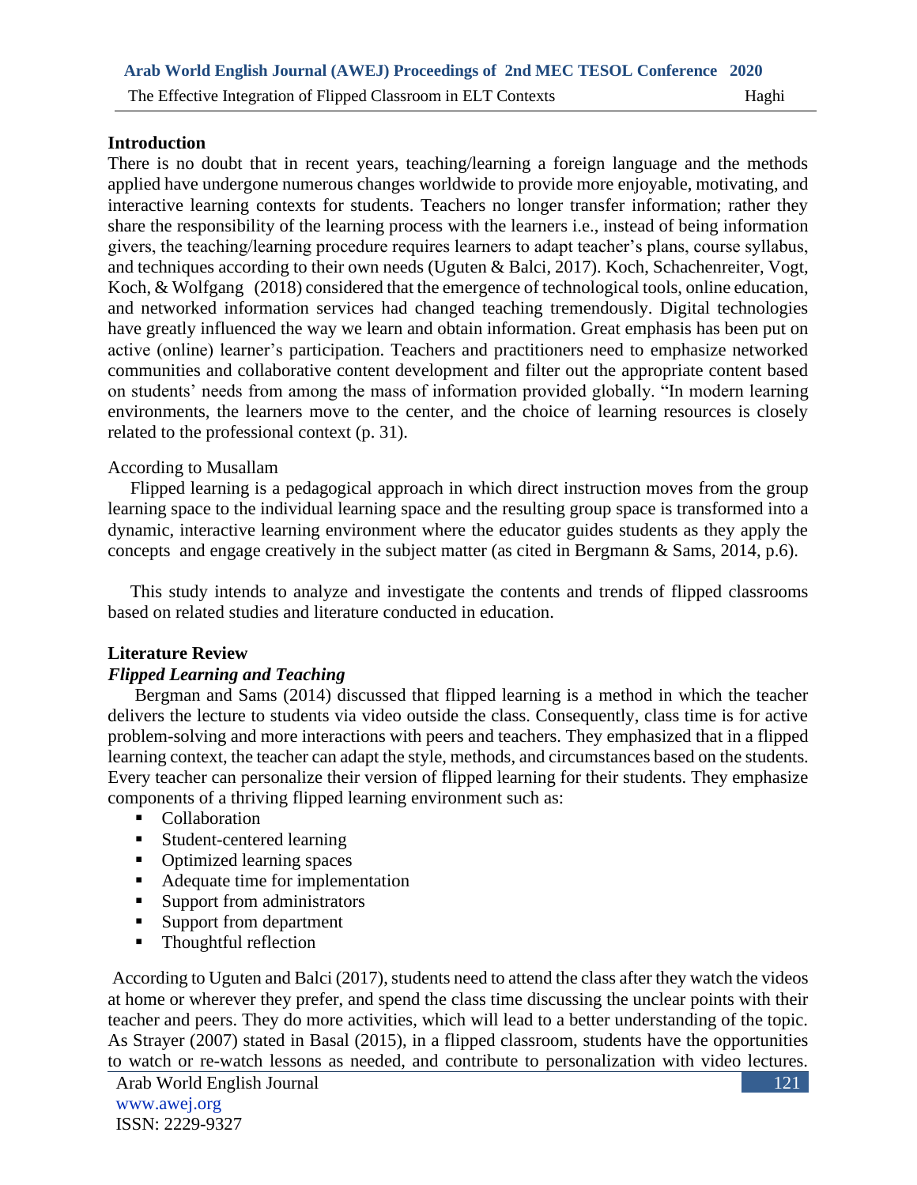## Introduction

There is no doubt that in recent years, teaching/learning a foreign language and the methods applied have undergone numerous changes worldwide to provide more enjoyable, motivating, and interactive learning contexts for students. Teachers no longer transfer information; rather they share the responsibility of the learning process with the learners i.e., instead of being information givers, the teaching/learning procedure requires learners to adapt teacher's plans, course syllabus, and techniques according to their own needs (Uguten & Balci, 2017). Koch, Schachenreiter, Vogt, Koch, & Wolfgang (2018) considered that the emergence of technological tools, online education, and networked information services had changed teaching tremendously. Digital technologies have greatly influenced the way we learn and obtain information. Great emphasis has been put on active (online) learner's participation. Teachers and practitioners need to emphasize networked communities and collaborative content development and filter out the appropriate content based on students' needs from among the mass of information provided globally. "In modern learning environments, the learners move to the center, and the choice of learning resources is closely related to the professional context (p. 31).

According to Musallam

> Flipped learning is a pedagogical approach in which direct instruction moves from the group learning space to the individual learning space and the resulting group space is transformed into a dynamic, interactive learning environment where the educator guides students as they apply the concepts and engage creatively in the subject matter (as cited in Bergmann & Sams, 2014, p.6).

This study intends to analyze and investigate the contents and trends of flipped classrooms based on related studies and literature conducted in education.

## Literature Review

### *Flipped Learning and Teaching*

Bergman and Sams (2014) discussed that flipped learning is a method in which the teacher delivers the lecture to students via video outside the class. Consequently, class time is for active problem-solving and more interactions with peers and teachers. They emphasized that in a flipped learning context, the teacher can adapt the style, methods, and circumstances based on the students. Every teacher can personalize their version of flipped learning for their students. They emphasize components of a thriving flipped learning environment such as:

- Collaboration
- Student-centered learning
- Optimized learning spaces
- Adequate time for implementation
- Support from administrators
- Support from department
- Thoughtful reflection

According to Uguten and Balci (2017), students need to attend the class after they watch the videos at home or wherever they prefer, and spend the class time discussing the unclear points with their teacher and peers. They do more activities, which will lead to a better understanding of the topic. As Strayer (2007) stated in Basal (2015), in a flipped classroom, students have the opportunities to watch or re-watch lessons as needed, and contribute to personalization with video lectures.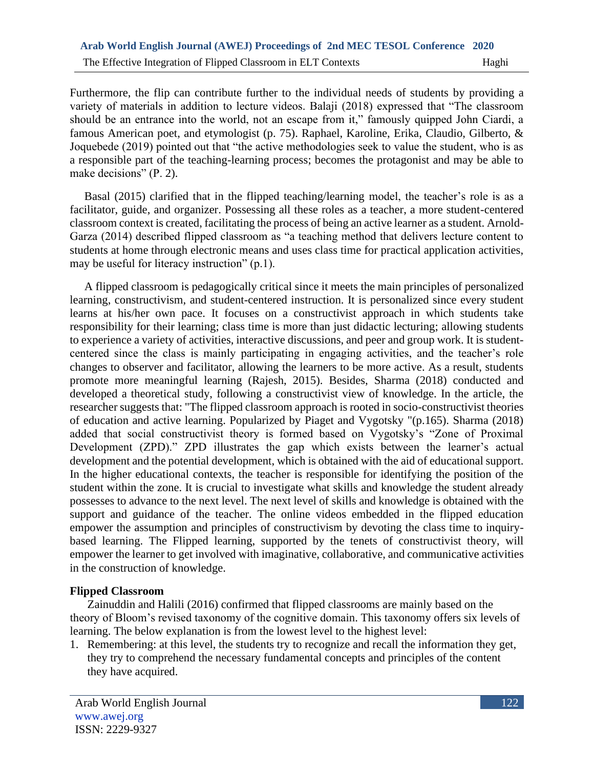Furthermore, the flip can contribute further to the individual needs of students by providing a variety of materials in addition to lecture videos. Balaji (2018) expressed that "The classroom should be an entrance into the world, not an escape from it," famously quipped John Ciardi, a famous American poet, and etymologist (p. 75). Raphael, Karoline, Erika, Claudio, Gilberto, & Joquebede (2019) pointed out that "the active methodologies seek to value the student, who is as a responsible part of the teaching-learning process; becomes the protagonist and may be able to make decisions" (P. 2).

Basal (2015) clarified that in the flipped teaching/learning model, the teacher's role is as a facilitator, guide, and organizer. Possessing all these roles as a teacher, a more student-centered classroom context is created, facilitating the process of being an active learner as a student. Arnold-Garza (2014) described flipped classroom as "a teaching method that delivers lecture content to students at home through electronic means and uses class time for practical application activities, may be useful for literacy instruction" (p.1).

A flipped classroom is pedagogically critical since it meets the main principles of personalized learning, constructivism, and student-centered instruction. It is personalized since every student learns at his/her own pace. It focuses on a constructivist approach in which students take responsibility for their learning; class time is more than just didactic lecturing; allowing students to experience a variety of activities, interactive discussions, and peer and group work. It is student-centered since the class is mainly participating in engaging activities, and the teacher's role changes to observer and facilitator, allowing the learners to be more active. As a result, students promote more meaningful learning (Rajesh, 2015). Besides, Sharma (2018) conducted and developed a theoretical study, following a constructivist view of knowledge. In the article, the researcher suggests that: "The flipped classroom approach is rooted in socio-constructivist theories of education and active learning. Popularized by Piaget and Vygotsky "(p.165). Sharma (2018) added that social constructivist theory is formed based on Vygotsky's "Zone of Proximal Development (ZPD)." ZPD illustrates the gap which exists between the learner's actual development and the potential development, which is obtained with the aid of educational support. In the higher educational contexts, the teacher is responsible for identifying the position of the student within the zone. It is crucial to investigate what skills and knowledge the student already possesses to advance to the next level. The next level of skills and knowledge is obtained with the support and guidance of the teacher. The online videos embedded in the flipped education empower the assumption and principles of constructivism by devoting the class time to inquiry-based learning. The Flipped learning, supported by the tenets of constructivist theory, will empower the learner to get involved with imaginative, collaborative, and communicative activities in the construction of knowledge.

**Flipped Classroom**

Zainuddin and Halili (2016) confirmed that flipped classrooms are mainly based on the theory of Bloom's revised taxonomy of the cognitive domain. This taxonomy offers six levels of learning. The below explanation is from the lowest level to the highest level:

1. Remembering: at this level, the students try to recognize and recall the information they get, they try to comprehend the necessary fundamental concepts and principles of the content they have acquired.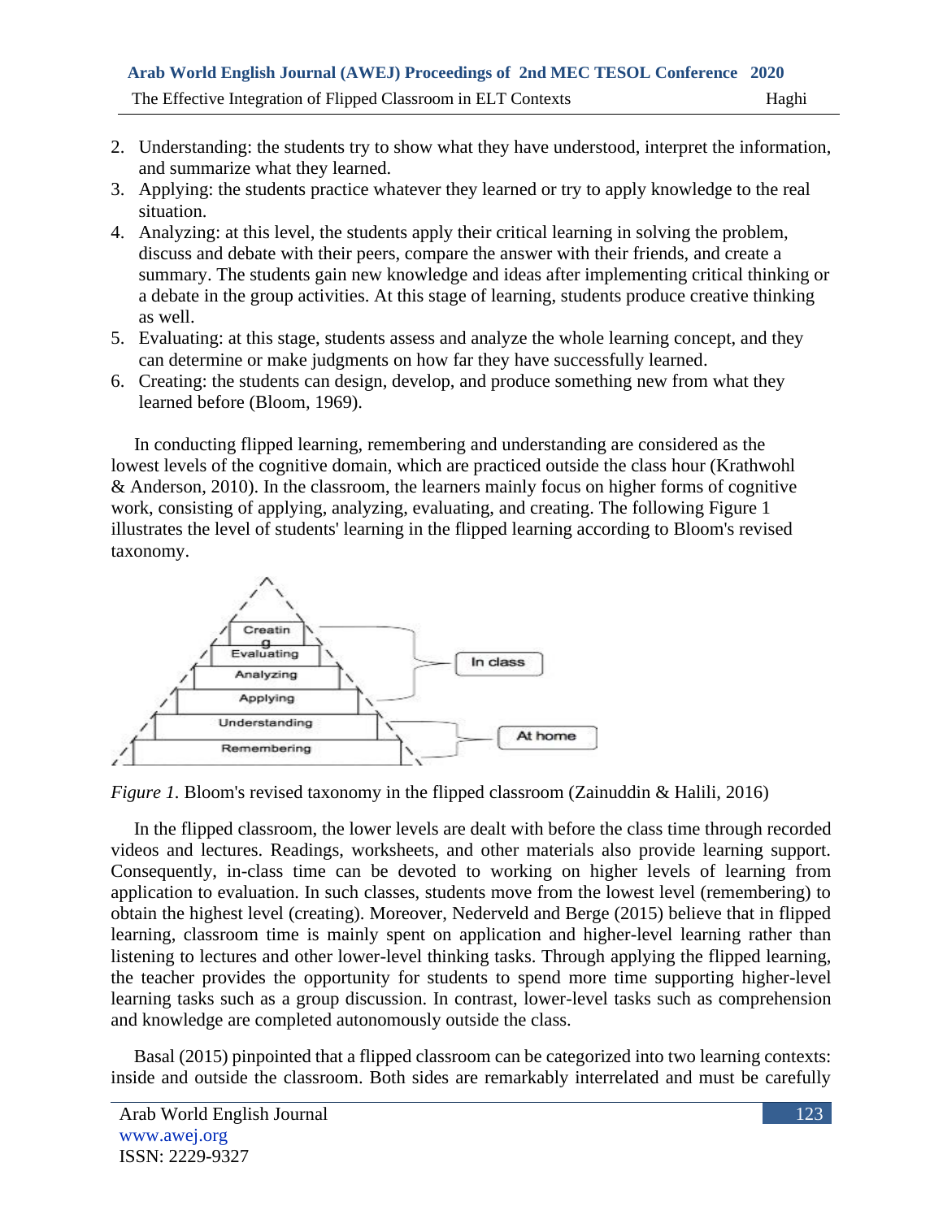2. Understanding: the students try to show what they have understood, interpret the information, and summarize what they learned.
3. Applying: the students practice whatever they learned or try to apply knowledge to the real situation.
4. Analyzing: at this level, the students apply their critical learning in solving the problem, discuss and debate with their peers, compare the answer with their friends, and create a summary. The students gain new knowledge and ideas after implementing critical thinking or a debate in the group activities. At this stage of learning, students produce creative thinking as well.
5. Evaluating: at this stage, students assess and analyze the whole learning concept, and they can determine or make judgments on how far they have successfully learned.
6. Creating: the students can design, develop, and produce something new from what they learned before (Bloom, 1969).

In conducting flipped learning, remembering and understanding are considered as the lowest levels of the cognitive domain, which are practiced outside the class hour (Krathwohl & Anderson, 2010). In the classroom, the learners mainly focus on higher forms of cognitive work, consisting of applying, analyzing, evaluating, and creating. The following Figure 1 illustrates the level of students' learning in the flipped learning according to Bloom's revised taxonomy.

Creating
Evaluating
Analyzing
Applying
Understanding
Remembering
In class
At home

*Figure 1.* Bloom's revised taxonomy in the flipped classroom (Zainuddin & Halili, 2016)

In the flipped classroom, the lower levels are dealt with before the class time through recorded videos and lectures. Readings, worksheets, and other materials also provide learning support. Consequently, in-class time can be devoted to working on higher levels of learning from application to evaluation. In such classes, students move from the lowest level (remembering) to obtain the highest level (creating). Moreover, Nederveld and Berge (2015) believe that in flipped learning, classroom time is mainly spent on application and higher-level learning rather than listening to lectures and other lower-level thinking tasks. Through applying the flipped learning, the teacher provides the opportunity for students to spend more time supporting higher-level learning tasks such as a group discussion. In contrast, lower-level tasks such as comprehension and knowledge are completed autonomously outside the class.

Basal (2015) pinpointed that a flipped classroom can be categorized into two learning contexts: inside and outside the classroom. Both sides are remarkably interrelated and must be carefully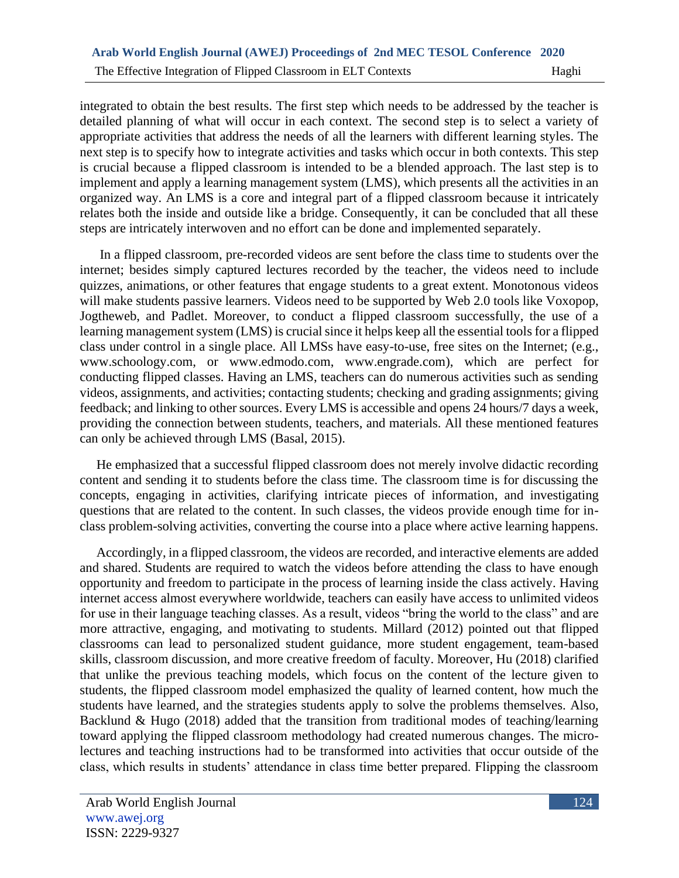integrated to obtain the best results. The first step which needs to be addressed by the teacher is detailed planning of what will occur in each context. The second step is to select a variety of appropriate activities that address the needs of all the learners with different learning styles. The next step is to specify how to integrate activities and tasks which occur in both contexts. This step is crucial because a flipped classroom is intended to be a blended approach. The last step is to implement and apply a learning management system (LMS), which presents all the activities in an organized way. An LMS is a core and integral part of a flipped classroom because it intricately relates both the inside and outside like a bridge. Consequently, it can be concluded that all these steps are intricately interwoven and no effort can be done and implemented separately.

In a flipped classroom, pre-recorded videos are sent before the class time to students over the internet; besides simply captured lectures recorded by the teacher, the videos need to include quizzes, animations, or other features that engage students to a great extent. Monotonous videos will make students passive learners. Videos need to be supported by Web 2.0 tools like Voxopop, Jogtheweb, and Padlet. Moreover, to conduct a flipped classroom successfully, the use of a learning management system (LMS) is crucial since it helps keep all the essential tools for a flipped class under control in a single place. All LMSs have easy-to-use, free sites on the Internet; (e.g., www.schoology.com, or www.edmodo.com, www.engrade.com), which are perfect for conducting flipped classes. Having an LMS, teachers can do numerous activities such as sending videos, assignments, and activities; contacting students; checking and grading assignments; giving feedback; and linking to other sources. Every LMS is accessible and opens 24 hours/7 days a week, providing the connection between students, teachers, and materials. All these mentioned features can only be achieved through LMS (Basal, 2015).

He emphasized that a successful flipped classroom does not merely involve didactic recording content and sending it to students before the class time. The classroom time is for discussing the concepts, engaging in activities, clarifying intricate pieces of information, and investigating questions that are related to the content. In such classes, the videos provide enough time for in-class problem-solving activities, converting the course into a place where active learning happens.

Accordingly, in a flipped classroom, the videos are recorded, and interactive elements are added and shared. Students are required to watch the videos before attending the class to have enough opportunity and freedom to participate in the process of learning inside the class actively. Having internet access almost everywhere worldwide, teachers can easily have access to unlimited videos for use in their language teaching classes. As a result, videos "bring the world to the class" and are more attractive, engaging, and motivating to students. Millard (2012) pointed out that flipped classrooms can lead to personalized student guidance, more student engagement, team-based skills, classroom discussion, and more creative freedom of faculty. Moreover, Hu (2018) clarified that unlike the previous teaching models, which focus on the content of the lecture given to students, the flipped classroom model emphasized the quality of learned content, how much the students have learned, and the strategies students apply to solve the problems themselves. Also, Backlund & Hugo (2018) added that the transition from traditional modes of teaching/learning toward applying the flipped classroom methodology had created numerous changes. The micro-lectures and teaching instructions had to be transformed into activities that occur outside of the class, which results in students' attendance in class time better prepared. Flipping the classroom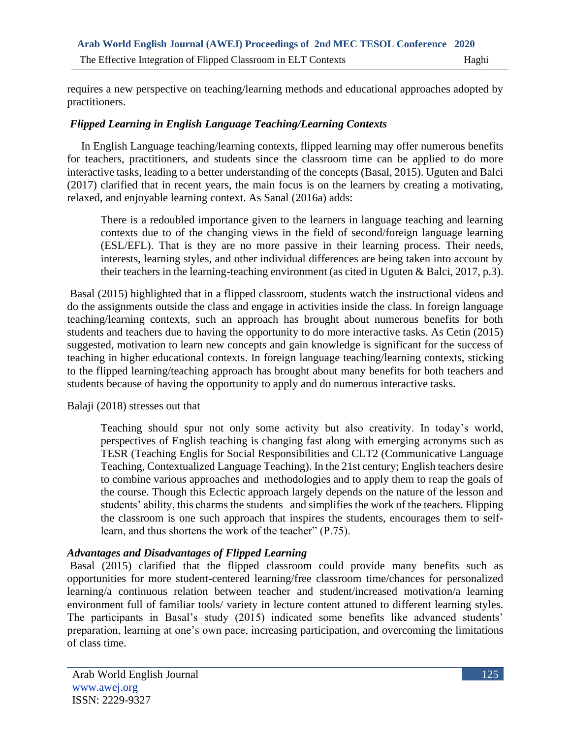requires a new perspective on teaching/learning methods and educational approaches adopted by practitioners.

### *Flipped Learning in English Language Teaching/Learning Contexts*

In English Language teaching/learning contexts, flipped learning may offer numerous benefits for teachers, practitioners, and students since the classroom time can be applied to do more interactive tasks, leading to a better understanding of the concepts (Basal, 2015). Uguten and Balci (2017) clarified that in recent years, the main focus is on the learners by creating a motivating, relaxed, and enjoyable learning context. As Sanal (2016a) adds:

> There is a redoubled importance given to the learners in language teaching and learning contexts due to of the changing views in the field of second/foreign language learning (ESL/EFL). That is they are no more passive in their learning process. Their needs, interests, learning styles, and other individual differences are being taken into account by their teachers in the learning-teaching environment (as cited in Uguten & Balci, 2017, p.3).

Basal (2015) highlighted that in a flipped classroom, students watch the instructional videos and do the assignments outside the class and engage in activities inside the class. In foreign language teaching/learning contexts, such an approach has brought about numerous benefits for both students and teachers due to having the opportunity to do more interactive tasks. As Cetin (2015) suggested, motivation to learn new concepts and gain knowledge is significant for the success of teaching in higher educational contexts. In foreign language teaching/learning contexts, sticking to the flipped learning/teaching approach has brought about many benefits for both teachers and students because of having the opportunity to apply and do numerous interactive tasks.

Balaji (2018) stresses out that

> Teaching should spur not only some activity but also creativity. In today's world, perspectives of English teaching is changing fast along with emerging acronyms such as TESR (Teaching Englis for Social Responsibilities and CLT2 (Communicative Language Teaching, Contextualized Language Teaching). In the 21st century; English teachers desire to combine various approaches and methodologies and to apply them to reap the goals of the course. Though this Eclectic approach largely depends on the nature of the lesson and students' ability, this charms the students and simplifies the work of the teachers. Flipping the classroom is one such approach that inspires the students, encourages them to self-learn, and thus shortens the work of the teacher" (P.75).

### *Advantages and Disadvantages of Flipped Learning*

Basal (2015) clarified that the flipped classroom could provide many benefits such as opportunities for more student-centered learning/free classroom time/chances for personalized learning/a continuous relation between teacher and student/increased motivation/a learning environment full of familiar tools/ variety in lecture content attuned to different learning styles. The participants in Basal's study (2015) indicated some benefits like advanced students' preparation, learning at one's own pace, increasing participation, and overcoming the limitations of class time.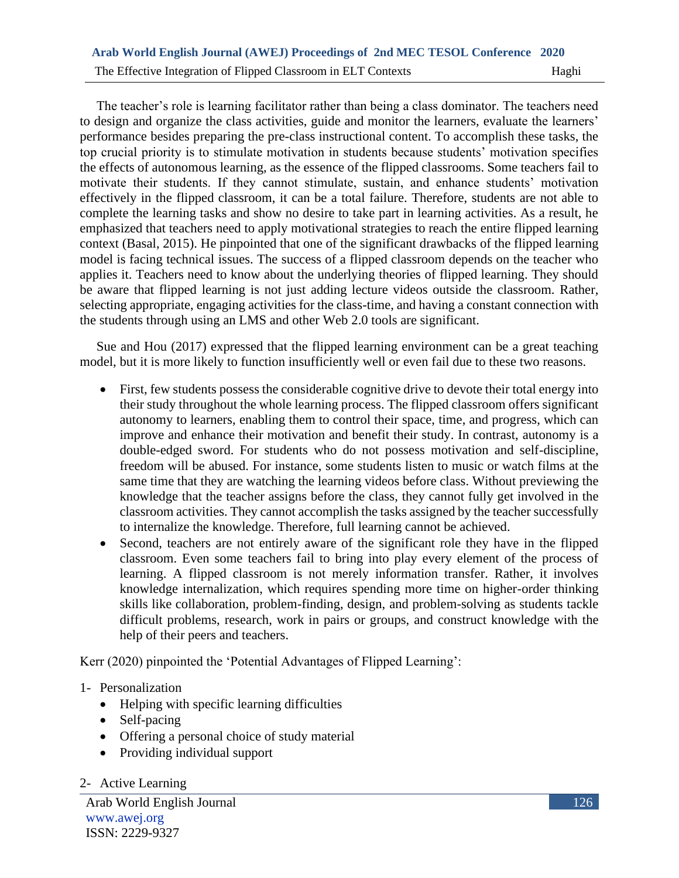The teacher's role is learning facilitator rather than being a class dominator. The teachers need to design and organize the class activities, guide and monitor the learners, evaluate the learners' performance besides preparing the pre-class instructional content. To accomplish these tasks, the top crucial priority is to stimulate motivation in students because students' motivation specifies the effects of autonomous learning, as the essence of the flipped classrooms. Some teachers fail to motivate their students. If they cannot stimulate, sustain, and enhance students' motivation effectively in the flipped classroom, it can be a total failure. Therefore, students are not able to complete the learning tasks and show no desire to take part in learning activities. As a result, he emphasized that teachers need to apply motivational strategies to reach the entire flipped learning context (Basal, 2015). He pinpointed that one of the significant drawbacks of the flipped learning model is facing technical issues. The success of a flipped classroom depends on the teacher who applies it. Teachers need to know about the underlying theories of flipped learning. They should be aware that flipped learning is not just adding lecture videos outside the classroom. Rather, selecting appropriate, engaging activities for the class-time, and having a constant connection with the students through using an LMS and other Web 2.0 tools are significant.

Sue and Hou (2017) expressed that the flipped learning environment can be a great teaching model, but it is more likely to function insufficiently well or even fail due to these two reasons.

- First, few students possess the considerable cognitive drive to devote their total energy into their study throughout the whole learning process. The flipped classroom offers significant autonomy to learners, enabling them to control their space, time, and progress, which can improve and enhance their motivation and benefit their study. In contrast, autonomy is a double-edged sword. For students who do not possess motivation and self-discipline, freedom will be abused. For instance, some students listen to music or watch films at the same time that they are watching the learning videos before class. Without previewing the knowledge that the teacher assigns before the class, they cannot fully get involved in the classroom activities. They cannot accomplish the tasks assigned by the teacher successfully to internalize the knowledge. Therefore, full learning cannot be achieved.
- Second, teachers are not entirely aware of the significant role they have in the flipped classroom. Even some teachers fail to bring into play every element of the process of learning. A flipped classroom is not merely information transfer. Rather, it involves knowledge internalization, which requires spending more time on higher-order thinking skills like collaboration, problem-finding, design, and problem-solving as students tackle difficult problems, research, work in pairs or groups, and construct knowledge with the help of their peers and teachers.

Kerr (2020) pinpointed the 'Potential Advantages of Flipped Learning':

1- Personalization
   - Helping with specific learning difficulties
   - Self-pacing
   - Offering a personal choice of study material
   - Providing individual support

2- Active Learning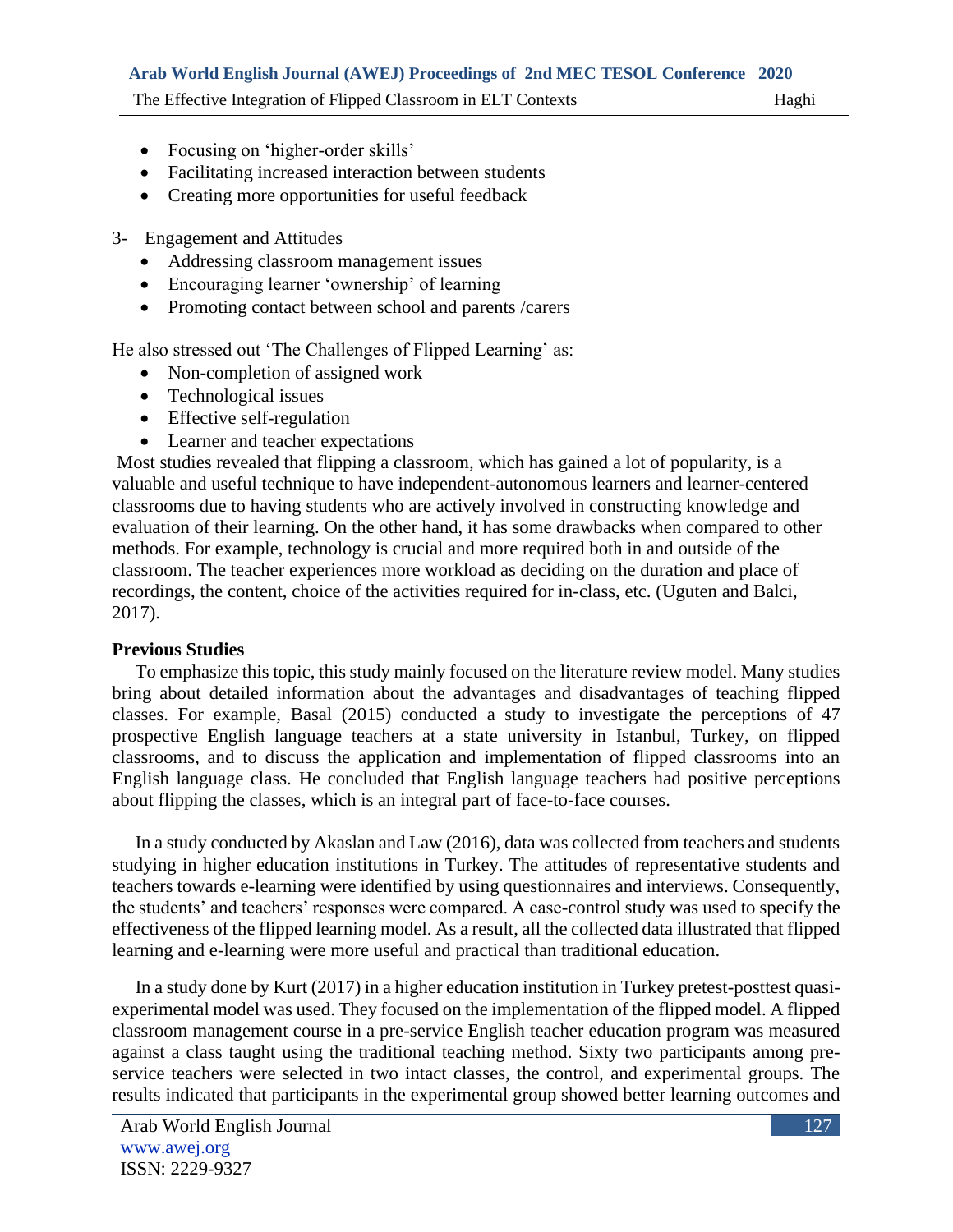- Focusing on 'higher-order skills'
- Facilitating increased interaction between students
- Creating more opportunities for useful feedback

3- Engagement and Attitudes

- Addressing classroom management issues
- Encouraging learner 'ownership' of learning
- Promoting contact between school and parents /carers

He also stressed out 'The Challenges of Flipped Learning' as:

- Non-completion of assigned work
- Technological issues
- Effective self-regulation
- Learner and teacher expectations

Most studies revealed that flipping a classroom, which has gained a lot of popularity, is a valuable and useful technique to have independent-autonomous learners and learner-centered classrooms due to having students who are actively involved in constructing knowledge and evaluation of their learning. On the other hand, it has some drawbacks when compared to other methods. For example, technology is crucial and more required both in and outside of the classroom. The teacher experiences more workload as deciding on the duration and place of recordings, the content, choice of the activities required for in-class, etc. (Uguten and Balci, 2017).

**Previous Studies**

To emphasize this topic, this study mainly focused on the literature review model. Many studies bring about detailed information about the advantages and disadvantages of teaching flipped classes. For example, Basal (2015) conducted a study to investigate the perceptions of 47 prospective English language teachers at a state university in Istanbul, Turkey, on flipped classrooms, and to discuss the application and implementation of flipped classrooms into an English language class. He concluded that English language teachers had positive perceptions about flipping the classes, which is an integral part of face-to-face courses.

In a study conducted by Akaslan and Law (2016), data was collected from teachers and students studying in higher education institutions in Turkey. The attitudes of representative students and teachers towards e-learning were identified by using questionnaires and interviews. Consequently, the students' and teachers' responses were compared. A case-control study was used to specify the effectiveness of the flipped learning model. As a result, all the collected data illustrated that flipped learning and e-learning were more useful and practical than traditional education.

In a study done by Kurt (2017) in a higher education institution in Turkey pretest-posttest quasi-experimental model was used. They focused on the implementation of the flipped model. A flipped classroom management course in a pre-service English teacher education program was measured against a class taught using the traditional teaching method. Sixty two participants among pre-service teachers were selected in two intact classes, the control, and experimental groups. The results indicated that participants in the experimental group showed better learning outcomes and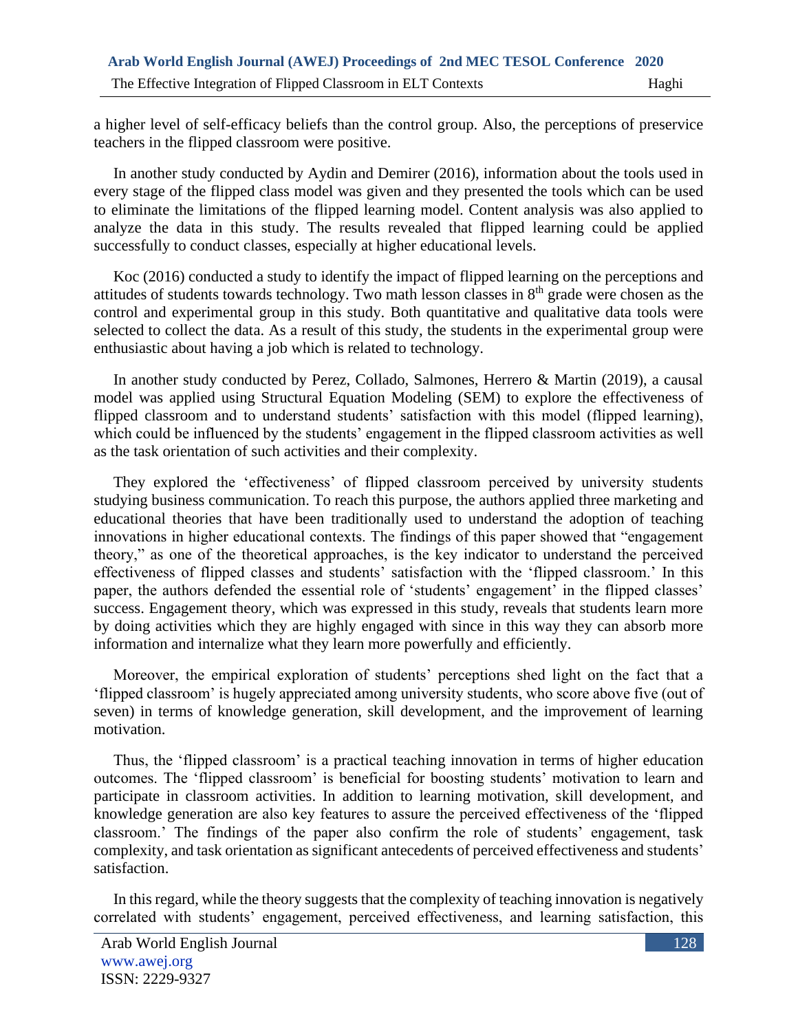a higher level of self-efficacy beliefs than the control group. Also, the perceptions of preservice teachers in the flipped classroom were positive.

In another study conducted by Aydin and Demirer (2016), information about the tools used in every stage of the flipped class model was given and they presented the tools which can be used to eliminate the limitations of the flipped learning model. Content analysis was also applied to analyze the data in this study. The results revealed that flipped learning could be applied successfully to conduct classes, especially at higher educational levels.

Koc (2016) conducted a study to identify the impact of flipped learning on the perceptions and attitudes of students towards technology. Two math lesson classes in 8th grade were chosen as the control and experimental group in this study. Both quantitative and qualitative data tools were selected to collect the data. As a result of this study, the students in the experimental group were enthusiastic about having a job which is related to technology.

In another study conducted by Perez, Collado, Salmones, Herrero & Martin (2019), a causal model was applied using Structural Equation Modeling (SEM) to explore the effectiveness of flipped classroom and to understand students' satisfaction with this model (flipped learning), which could be influenced by the students' engagement in the flipped classroom activities as well as the task orientation of such activities and their complexity.

They explored the 'effectiveness' of flipped classroom perceived by university students studying business communication. To reach this purpose, the authors applied three marketing and educational theories that have been traditionally used to understand the adoption of teaching innovations in higher educational contexts. The findings of this paper showed that "engagement theory," as one of the theoretical approaches, is the key indicator to understand the perceived effectiveness of flipped classes and students' satisfaction with the 'flipped classroom.' In this paper, the authors defended the essential role of 'students' engagement' in the flipped classes' success. Engagement theory, which was expressed in this study, reveals that students learn more by doing activities which they are highly engaged with since in this way they can absorb more information and internalize what they learn more powerfully and efficiently.

Moreover, the empirical exploration of students' perceptions shed light on the fact that a 'flipped classroom' is hugely appreciated among university students, who score above five (out of seven) in terms of knowledge generation, skill development, and the improvement of learning motivation.

Thus, the 'flipped classroom' is a practical teaching innovation in terms of higher education outcomes. The 'flipped classroom' is beneficial for boosting students' motivation to learn and participate in classroom activities. In addition to learning motivation, skill development, and knowledge generation are also key features to assure the perceived effectiveness of the 'flipped classroom.' The findings of the paper also confirm the role of students' engagement, task complexity, and task orientation as significant antecedents of perceived effectiveness and students' satisfaction.

In this regard, while the theory suggests that the complexity of teaching innovation is negatively correlated with students' engagement, perceived effectiveness, and learning satisfaction, this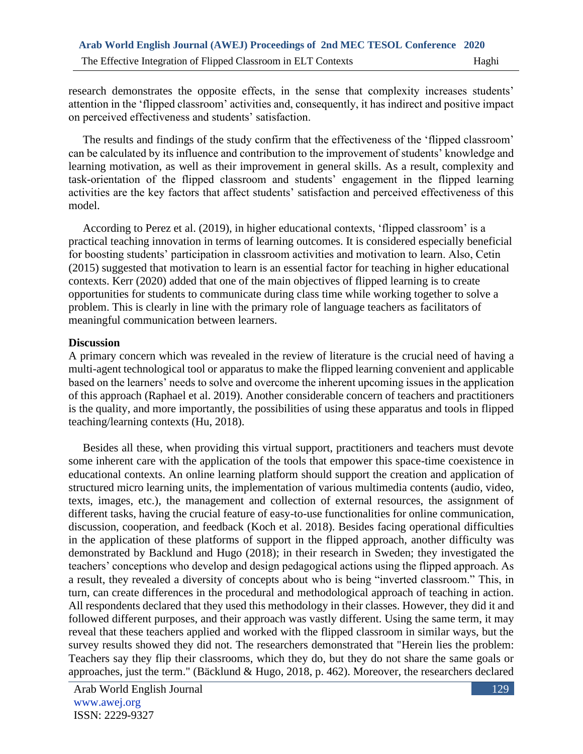research demonstrates the opposite effects, in the sense that complexity increases students' attention in the 'flipped classroom' activities and, consequently, it has indirect and positive impact on perceived effectiveness and students' satisfaction.

The results and findings of the study confirm that the effectiveness of the 'flipped classroom' can be calculated by its influence and contribution to the improvement of students' knowledge and learning motivation, as well as their improvement in general skills. As a result, complexity and task-orientation of the flipped classroom and students' engagement in the flipped learning activities are the key factors that affect students' satisfaction and perceived effectiveness of this model.

According to Perez et al. (2019), in higher educational contexts, 'flipped classroom' is a practical teaching innovation in terms of learning outcomes. It is considered especially beneficial for boosting students' participation in classroom activities and motivation to learn. Also, Cetin (2015) suggested that motivation to learn is an essential factor for teaching in higher educational contexts. Kerr (2020) added that one of the main objectives of flipped learning is to create opportunities for students to communicate during class time while working together to solve a problem. This is clearly in line with the primary role of language teachers as facilitators of meaningful communication between learners.

**Discussion**

A primary concern which was revealed in the review of literature is the crucial need of having a multi-agent technological tool or apparatus to make the flipped learning convenient and applicable based on the learners' needs to solve and overcome the inherent upcoming issues in the application of this approach (Raphael et al. 2019). Another considerable concern of teachers and practitioners is the quality, and more importantly, the possibilities of using these apparatus and tools in flipped teaching/learning contexts (Hu, 2018).

Besides all these, when providing this virtual support, practitioners and teachers must devote some inherent care with the application of the tools that empower this space-time coexistence in educational contexts. An online learning platform should support the creation and application of structured micro learning units, the implementation of various multimedia contents (audio, video, texts, images, etc.), the management and collection of external resources, the assignment of different tasks, having the crucial feature of easy-to-use functionalities for online communication, discussion, cooperation, and feedback (Koch et al. 2018). Besides facing operational difficulties in the application of these platforms of support in the flipped approach, another difficulty was demonstrated by Backlund and Hugo (2018); in their research in Sweden; they investigated the teachers' conceptions who develop and design pedagogical actions using the flipped approach. As a result, they revealed a diversity of concepts about who is being "inverted classroom." This, in turn, can create differences in the procedural and methodological approach of teaching in action. All respondents declared that they used this methodology in their classes. However, they did it and followed different purposes, and their approach was vastly different. Using the same term, it may reveal that these teachers applied and worked with the flipped classroom in similar ways, but the survey results showed they did not. The researchers demonstrated that "Herein lies the problem: Teachers say they flip their classrooms, which they do, but they do not share the same goals or approaches, just the term." (Bäcklund & Hugo, 2018, p. 462). Moreover, the researchers declared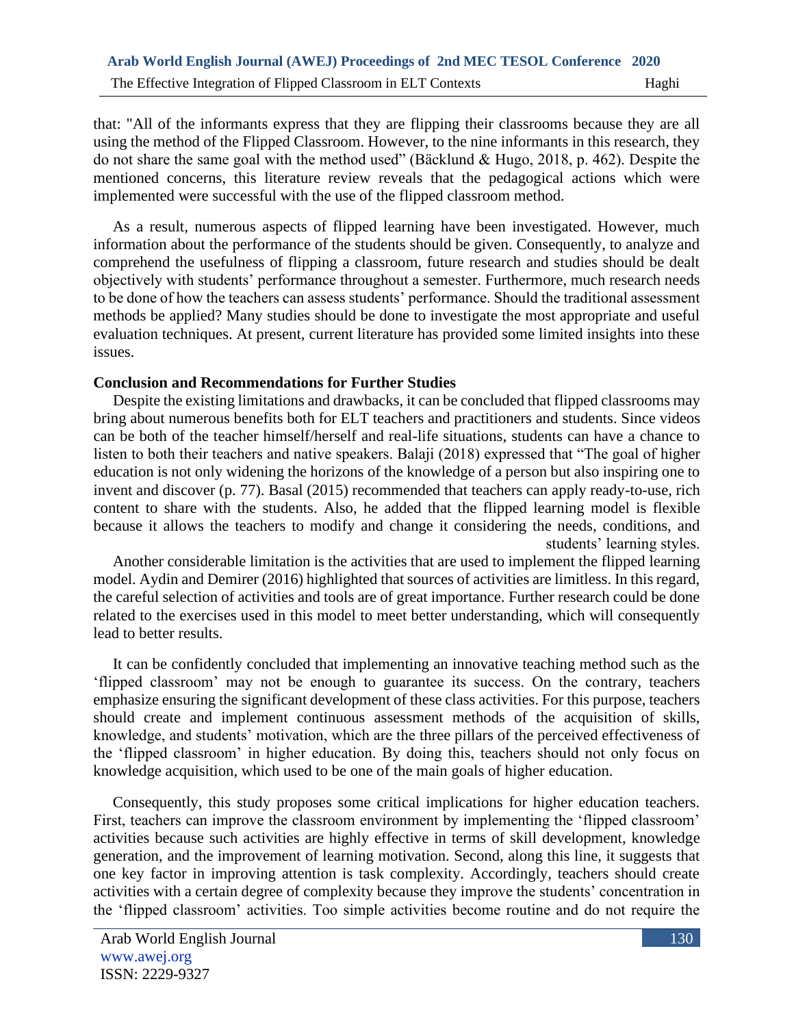that: "All of the informants express that they are flipping their classrooms because they are all using the method of the Flipped Classroom. However, to the nine informants in this research, they do not share the same goal with the method used" (Bäcklund & Hugo, 2018, p. 462). Despite the mentioned concerns, this literature review reveals that the pedagogical actions which were implemented were successful with the use of the flipped classroom method.

As a result, numerous aspects of flipped learning have been investigated. However, much information about the performance of the students should be given. Consequently, to analyze and comprehend the usefulness of flipping a classroom, future research and studies should be dealt objectively with students' performance throughout a semester. Furthermore, much research needs to be done of how the teachers can assess students' performance. Should the traditional assessment methods be applied? Many studies should be done to investigate the most appropriate and useful evaluation techniques. At present, current literature has provided some limited insights into these issues.

**Conclusion and Recommendations for Further Studies**

Despite the existing limitations and drawbacks, it can be concluded that flipped classrooms may bring about numerous benefits both for ELT teachers and practitioners and students. Since videos can be both of the teacher himself/herself and real-life situations, students can have a chance to listen to both their teachers and native speakers. Balaji (2018) expressed that "The goal of higher education is not only widening the horizons of the knowledge of a person but also inspiring one to invent and discover (p. 77). Basal (2015) recommended that teachers can apply ready-to-use, rich content to share with the students. Also, he added that the flipped learning model is flexible because it allows the teachers to modify and change it considering the needs, conditions, and students' learning styles.

Another considerable limitation is the activities that are used to implement the flipped learning model. Aydin and Demirer (2016) highlighted that sources of activities are limitless. In this regard, the careful selection of activities and tools are of great importance. Further research could be done related to the exercises used in this model to meet better understanding, which will consequently lead to better results.

It can be confidently concluded that implementing an innovative teaching method such as the 'flipped classroom' may not be enough to guarantee its success. On the contrary, teachers emphasize ensuring the significant development of these class activities. For this purpose, teachers should create and implement continuous assessment methods of the acquisition of skills, knowledge, and students' motivation, which are the three pillars of the perceived effectiveness of the 'flipped classroom' in higher education. By doing this, teachers should not only focus on knowledge acquisition, which used to be one of the main goals of higher education.

Consequently, this study proposes some critical implications for higher education teachers. First, teachers can improve the classroom environment by implementing the 'flipped classroom' activities because such activities are highly effective in terms of skill development, knowledge generation, and the improvement of learning motivation. Second, along this line, it suggests that one key factor in improving attention is task complexity. Accordingly, teachers should create activities with a certain degree of complexity because they improve the students' concentration in the 'flipped classroom' activities. Too simple activities become routine and do not require the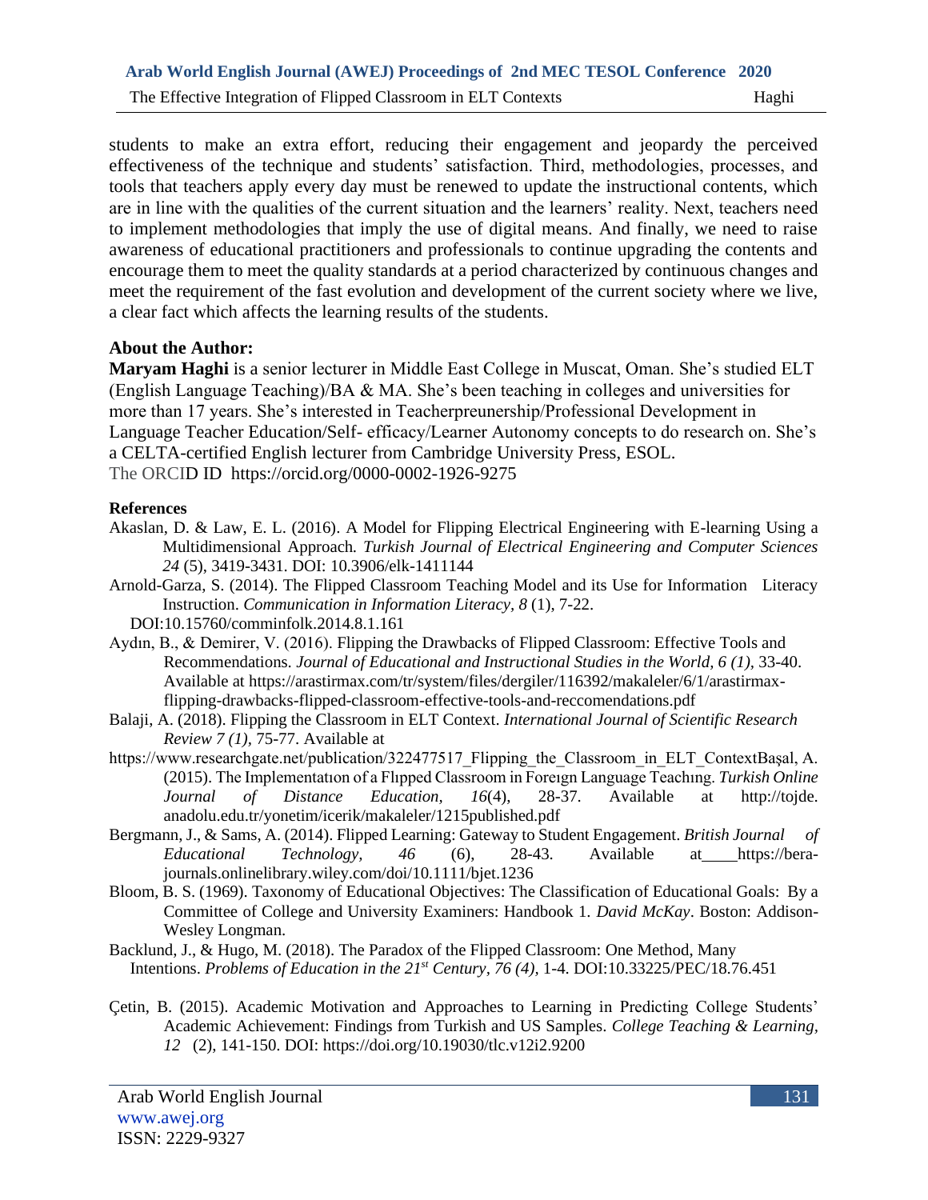students to make an extra effort, reducing their engagement and jeopardy the perceived effectiveness of the technique and students' satisfaction. Third, methodologies, processes, and tools that teachers apply every day must be renewed to update the instructional contents, which are in line with the qualities of the current situation and the learners' reality. Next, teachers need to implement methodologies that imply the use of digital means. And finally, we need to raise awareness of educational practitioners and professionals to continue upgrading the contents and encourage them to meet the quality standards at a period characterized by continuous changes and meet the requirement of the fast evolution and development of the current society where we live, a clear fact which affects the learning results of the students.

### About the Author:

**Maryam Haghi** is a senior lecturer in Middle East College in Muscat, Oman. She's studied ELT (English Language Teaching)/BA & MA. She's been teaching in colleges and universities for more than 17 years. She's interested in Teacherpreunership/Professional Development in Language Teacher Education/Self- efficacy/Learner Autonomy concepts to do research on. She's a CELTA-certified English lecturer from Cambridge University Press, ESOL.
The ORCID ID https://orcid.org/0000-0002-1926-9275

### References

Akaslan, D. & Law, E. L. (2016). A Model for Flipping Electrical Engineering with E-learning Using a Multidimensional Approach. *Turkish Journal of Electrical Engineering and Computer Sciences 24* (5), 3419-3431. DOI: 10.3906/elk-1411144

Arnold-Garza, S. (2014). The Flipped Classroom Teaching Model and its Use for Information Literacy Instruction. *Communication in Information Literacy, 8* (1), 7-22. DOI:10.15760/comminfolk.2014.8.1.161

Aydın, B., & Demirer, V. (2016). Flipping the Drawbacks of Flipped Classroom: Effective Tools and Recommendations. *Journal of Educational and Instructional Studies in the World, 6 (1),* 33-40. Available at https://arastirmax.com/tr/system/files/dergiler/116392/makaleler/6/1/arastirmax-flipping-drawbacks-flipped-classroom-effective-tools-and-reccomendations.pdf

Balaji, A. (2018). Flipping the Classroom in ELT Context. *International Journal of Scientific Research Review 7 (1),* 75-77. Available at https://www.researchgate.net/publication/322477517_Flipping_the_Classroom_in_ELT_Context

Başal, A. (2015). The Implementatıon of a Flıpped Classroom in Foreıgn Language Teachıng. *Turkish Online Journal of Distance Education, 16*(4), 28-37. Available at http://tojde.anadolu.edu.tr/yonetim/icerik/makaleler/1215published.pdf

Bergmann, J., & Sams, A. (2014). Flipped Learning: Gateway to Student Engagement. *British Journal of Educational Technology, 46* (6), 28-43. Available at https://bera-journals.onlinelibrary.wiley.com/doi/10.1111/bjet.1236

Bloom, B. S. (1969). Taxonomy of Educational Objectives: The Classification of Educational Goals: By a Committee of College and University Examiners: Handbook 1. *David McKay*. Boston: Addison-Wesley Longman.

Backlund, J., & Hugo, M. (2018). The Paradox of the Flipped Classroom: One Method, Many Intentions. *Problems of Education in the 21st Century, 76 (4),* 1-4. DOI:10.33225/PEC/18.76.451

Çetin, B. (2015). Academic Motivation and Approaches to Learning in Predicting College Students' Academic Achievement: Findings from Turkish and US Samples. *College Teaching & Learning, 12* (2), 141-150. DOI: https://doi.org/10.19030/tlc.v12i2.9200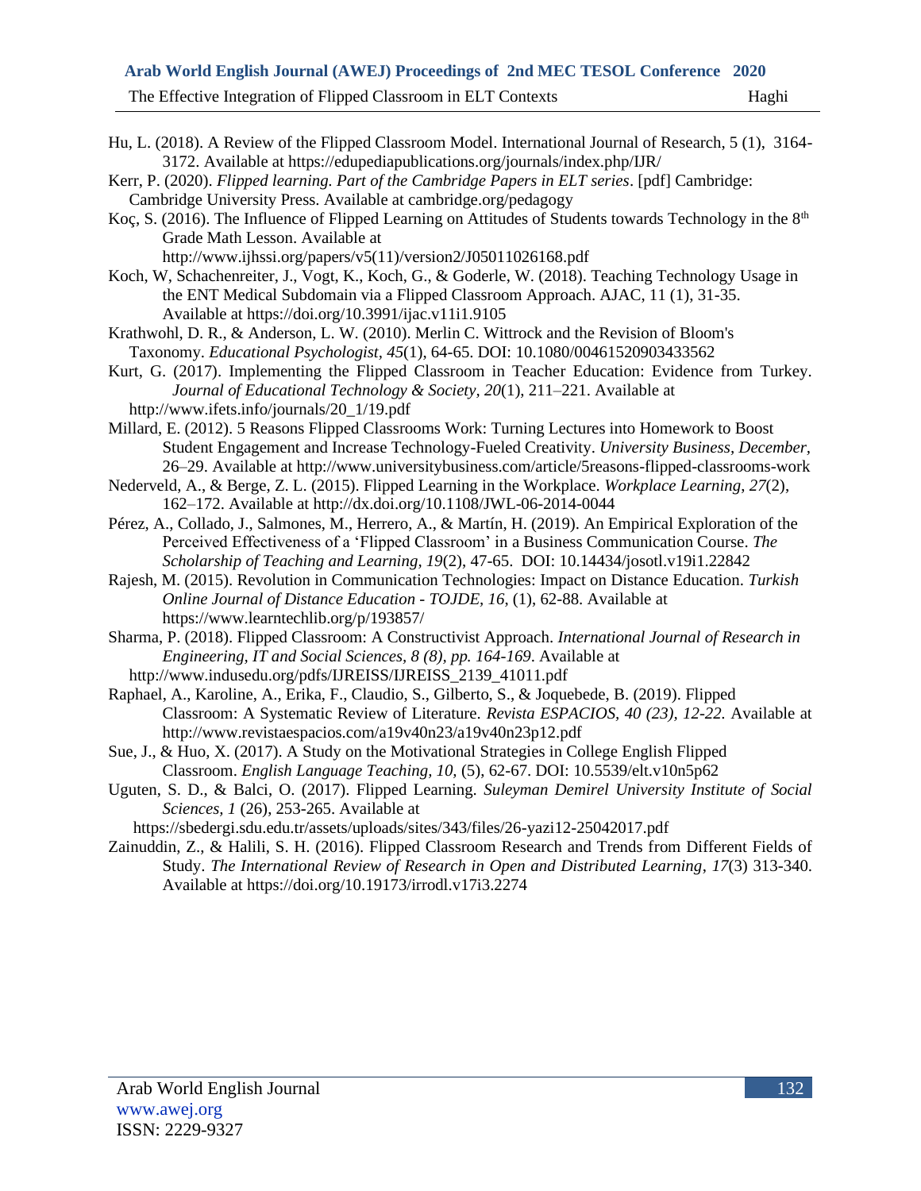Hu, L. (2018). A Review of the Flipped Classroom Model. International Journal of Research, 5 (1), 3164-3172. Available at https://edupediapublications.org/journals/index.php/IJR/

Kerr, P. (2020). *Flipped learning. Part of the Cambridge Papers in ELT series*. [pdf] Cambridge: Cambridge University Press. Available at cambridge.org/pedagogy

Koç, S. (2016). The Influence of Flipped Learning on Attitudes of Students towards Technology in the 8th Grade Math Lesson. Available at http://www.ijhssi.org/papers/v5(11)/version2/J05011026168.pdf

Koch, W, Schachenreiter, J., Vogt, K., Koch, G., & Goderle, W. (2018). Teaching Technology Usage in the ENT Medical Subdomain via a Flipped Classroom Approach. AJAC, 11 (1), 31-35. Available at https://doi.org/10.3991/ijac.v11i1.9105

Krathwohl, D. R., & Anderson, L. W. (2010). Merlin C. Wittrock and the Revision of Bloom's Taxonomy. *Educational Psychologist, 45*(1), 64-65. DOI: 10.1080/00461520903433562

Kurt, G. (2017). Implementing the Flipped Classroom in Teacher Education: Evidence from Turkey. *Journal of Educational Technology & Society, 20*(1), 211–221. Available at http://www.ifets.info/journals/20_1/19.pdf

Millard, E. (2012). 5 Reasons Flipped Classrooms Work: Turning Lectures into Homework to Boost Student Engagement and Increase Technology-Fueled Creativity. *University Business, December*, 26–29. Available at http://www.universitybusiness.com/article/5reasons-flipped-classrooms-work

Nederveld, A., & Berge, Z. L. (2015). Flipped Learning in the Workplace. *Workplace Learning, 27*(2), 162–172. Available at http://dx.doi.org/10.1108/JWL-06-2014-0044

Pérez, A., Collado, J., Salmones, M., Herrero, A., & Martín, H. (2019). An Empirical Exploration of the Perceived Effectiveness of a 'Flipped Classroom' in a Business Communication Course. *The Scholarship of Teaching and Learning, 19*(2), 47-65. DOI: 10.14434/josotl.v19i1.22842

Rajesh, M. (2015). Revolution in Communication Technologies: Impact on Distance Education. *Turkish Online Journal of Distance Education - TOJDE, 16*, (1), 62-88. Available at https://www.learntechlib.org/p/193857/

Sharma, P. (2018). Flipped Classroom: A Constructivist Approach. *International Journal of Research in Engineering, IT and Social Sciences, 8 (8), pp. 164-169*. Available at http://www.indusedu.org/pdfs/IJREISS/IJREISS_2139_41011.pdf

Raphael, A., Karoline, A., Erika, F., Claudio, S., Gilberto, S., & Joquebede, B. (2019). Flipped Classroom: A Systematic Review of Literature. *Revista ESPACIOS, 40 (23), 12-22.* Available at http://www.revistaespacios.com/a19v40n23/a19v40n23p12.pdf

Sue, J., & Huo, X. (2017). A Study on the Motivational Strategies in College English Flipped Classroom. *English Language Teaching, 10*, (5), 62-67. DOI: 10.5539/elt.v10n5p62

Uguten, S. D., & Balci, O. (2017). Flipped Learning. *Suleyman Demirel University Institute of Social Sciences, 1* (26), 253-265. Available at https://sbedergi.sdu.edu.tr/assets/uploads/sites/343/files/26-yazi12-25042017.pdf

Zainuddin, Z., & Halili, S. H. (2016). Flipped Classroom Research and Trends from Different Fields of Study. *The International Review of Research in Open and Distributed Learning*, *17*(3) 313-340. Available at https://doi.org/10.19173/irrodl.v17i3.2274